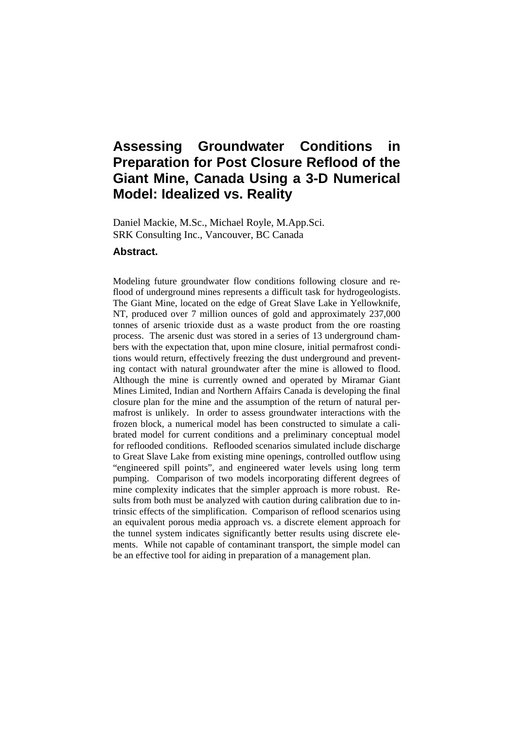# Assessing Groundwater Conditions in Preparation for Post Closure Reflood of the Giant Mine, Canada Using a 3-D Numerical Model: Idealized vs. Reality

Daniel Mackie, M.Sc., Michael Royle, M.App.Sci.
SRK Consulting Inc., Vancouver, BC Canada

### Abstract.

Modeling future groundwater flow conditions following closure and reflood of underground mines represents a difficult task for hydrogeologists. The Giant Mine, located on the edge of Great Slave Lake in Yellowknife, NT, produced over 7 million ounces of gold and approximately 237,000 tonnes of arsenic trioxide dust as a waste product from the ore roasting process. The arsenic dust was stored in a series of 13 underground chambers with the expectation that, upon mine closure, initial permafrost conditions would return, effectively freezing the dust underground and preventing contact with natural groundwater after the mine is allowed to flood. Although the mine is currently owned and operated by Miramar Giant Mines Limited, Indian and Northern Affairs Canada is developing the final closure plan for the mine and the assumption of the return of natural permafrost is unlikely. In order to assess groundwater interactions with the frozen block, a numerical model has been constructed to simulate a calibrated model for current conditions and a preliminary conceptual model for reflooded conditions. Reflooded scenarios simulated include discharge to Great Slave Lake from existing mine openings, controlled outflow using "engineered spill points", and engineered water levels using long term pumping. Comparison of two models incorporating different degrees of mine complexity indicates that the simpler approach is more robust. Results from both must be analyzed with caution during calibration due to intrinsic effects of the simplification. Comparison of reflood scenarios using an equivalent porous media approach vs. a discrete element approach for the tunnel system indicates significantly better results using discrete elements. While not capable of contaminant transport, the simple model can be an effective tool for aiding in preparation of a management plan.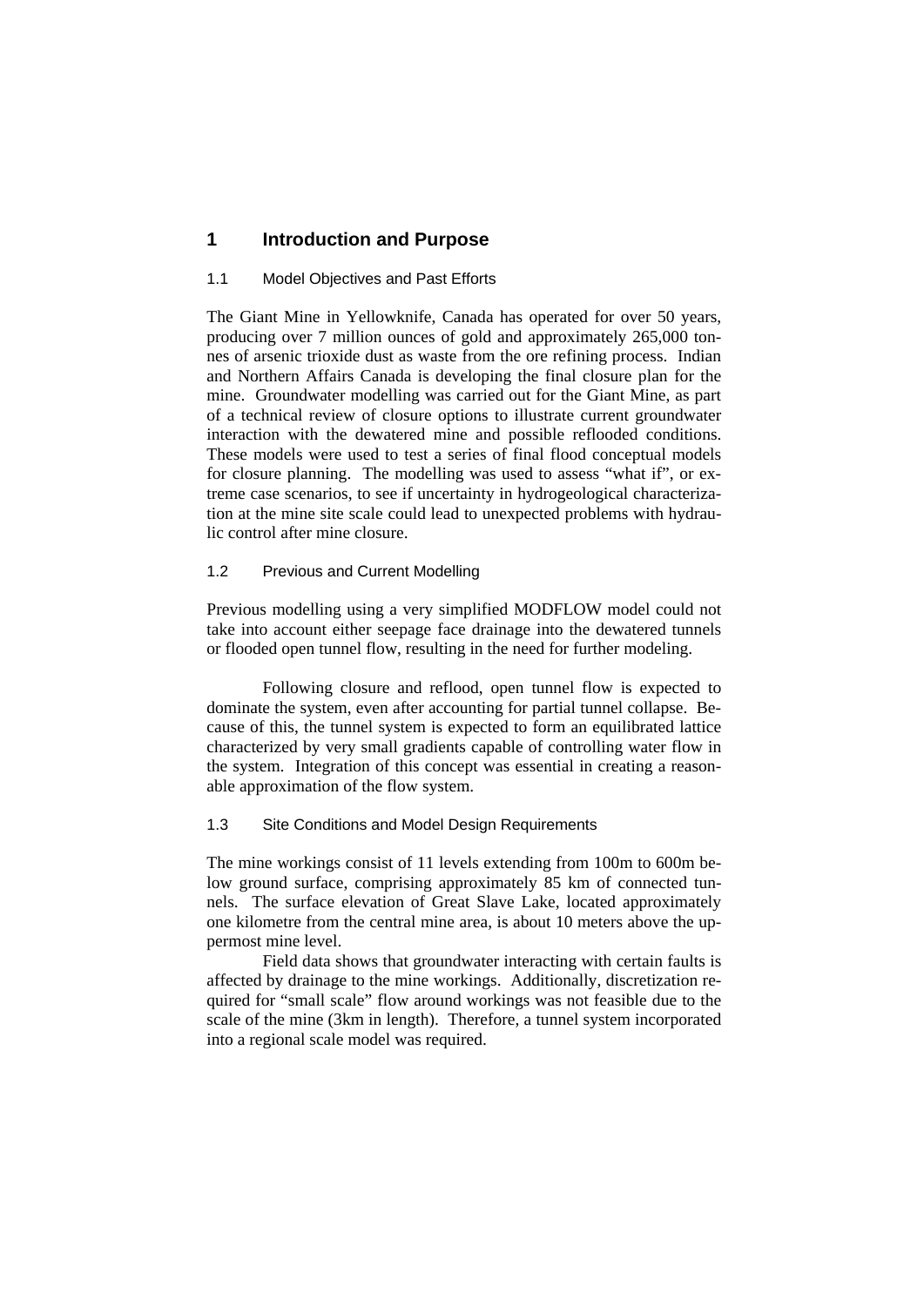# 1 Introduction and Purpose

## 1.1 Model Objectives and Past Efforts

The Giant Mine in Yellowknife, Canada has operated for over 50 years, producing over 7 million ounces of gold and approximately 265,000 tonnes of arsenic trioxide dust as waste from the ore refining process. Indian and Northern Affairs Canada is developing the final closure plan for the mine. Groundwater modelling was carried out for the Giant Mine, as part of a technical review of closure options to illustrate current groundwater interaction with the dewatered mine and possible reflooded conditions. These models were used to test a series of final flood conceptual models for closure planning. The modelling was used to assess "what if", or extreme case scenarios, to see if uncertainty in hydrogeological characterization at the mine site scale could lead to unexpected problems with hydraulic control after mine closure.

## 1.2 Previous and Current Modelling

Previous modelling using a very simplified MODFLOW model could not take into account either seepage face drainage into the dewatered tunnels or flooded open tunnel flow, resulting in the need for further modeling.

Following closure and reflood, open tunnel flow is expected to dominate the system, even after accounting for partial tunnel collapse. Because of this, the tunnel system is expected to form an equilibrated lattice characterized by very small gradients capable of controlling water flow in the system. Integration of this concept was essential in creating a reasonable approximation of the flow system.

## 1.3 Site Conditions and Model Design Requirements

The mine workings consist of 11 levels extending from 100m to 600m below ground surface, comprising approximately 85 km of connected tunnels. The surface elevation of Great Slave Lake, located approximately one kilometre from the central mine area, is about 10 meters above the uppermost mine level.

Field data shows that groundwater interacting with certain faults is affected by drainage to the mine workings. Additionally, discretization required for "small scale" flow around workings was not feasible due to the scale of the mine (3km in length). Therefore, a tunnel system incorporated into a regional scale model was required.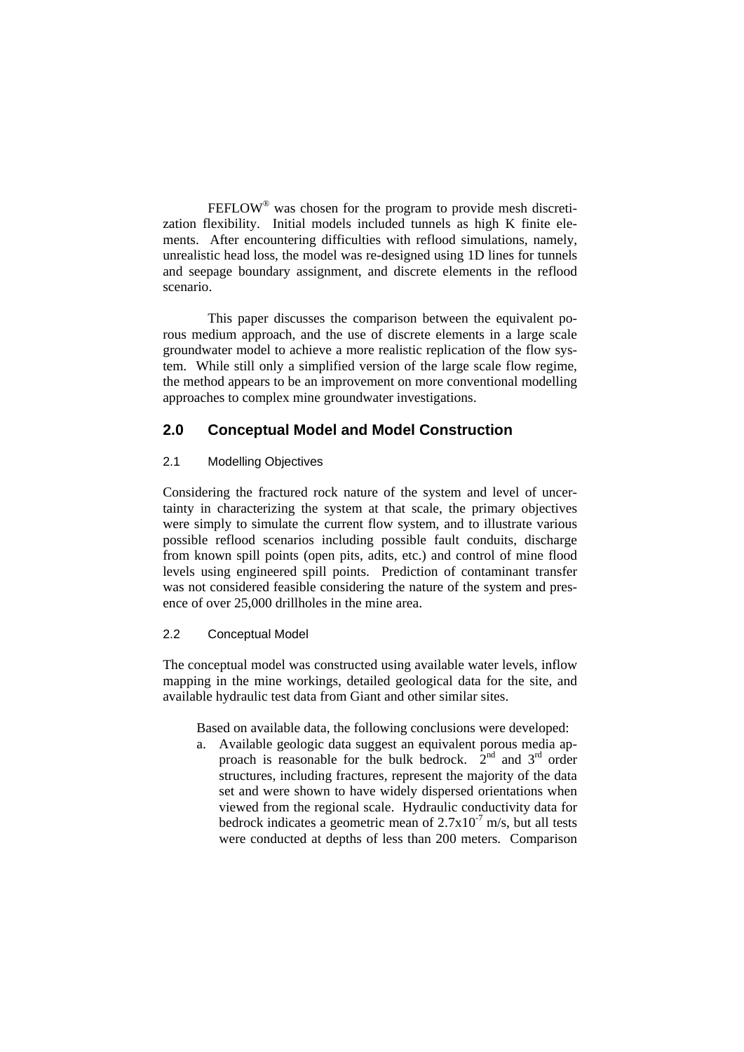FEFLOW® was chosen for the program to provide mesh discretization flexibility. Initial models included tunnels as high K finite elements. After encountering difficulties with reflood simulations, namely, unrealistic head loss, the model was re-designed using 1D lines for tunnels and seepage boundary assignment, and discrete elements in the reflood scenario.

This paper discusses the comparison between the equivalent porous medium approach, and the use of discrete elements in a large scale groundwater model to achieve a more realistic replication of the flow system. While still only a simplified version of the large scale flow regime, the method appears to be an improvement on more conventional modelling approaches to complex mine groundwater investigations.

## 2.0 Conceptual Model and Model Construction

### 2.1 Modelling Objectives

Considering the fractured rock nature of the system and level of uncertainty in characterizing the system at that scale, the primary objectives were simply to simulate the current flow system, and to illustrate various possible reflood scenarios including possible fault conduits, discharge from known spill points (open pits, adits, etc.) and control of mine flood levels using engineered spill points. Prediction of contaminant transfer was not considered feasible considering the nature of the system and presence of over 25,000 drillholes in the mine area.

### 2.2 Conceptual Model

The conceptual model was constructed using available water levels, inflow mapping in the mine workings, detailed geological data for the site, and available hydraulic test data from Giant and other similar sites.

Based on available data, the following conclusions were developed:

a. Available geologic data suggest an equivalent porous media approach is reasonable for the bulk bedrock. 2nd and 3rd order structures, including fractures, represent the majority of the data set and were shown to have widely dispersed orientations when viewed from the regional scale. Hydraulic conductivity data for bedrock indicates a geometric mean of $2.7 \times 10^{-7}$ m/s, but all tests were conducted at depths of less than 200 meters. Comparison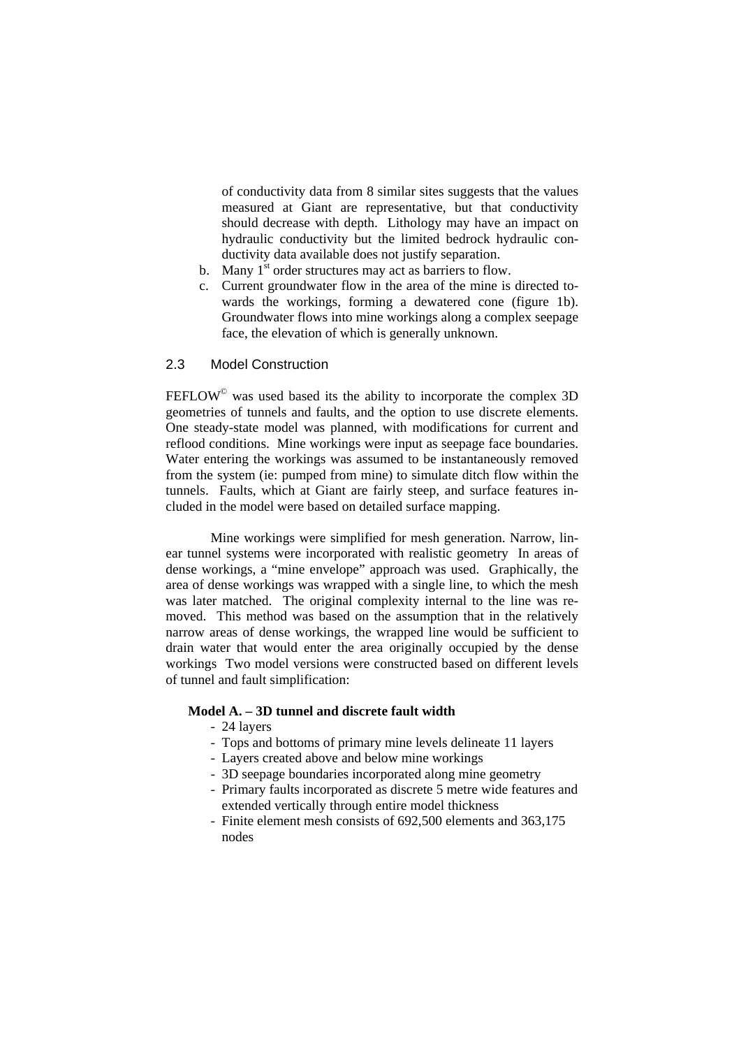of conductivity data from 8 similar sites suggests that the values measured at Giant are representative, but that conductivity should decrease with depth. Lithology may have an impact on hydraulic conductivity but the limited bedrock hydraulic conductivity data available does not justify separation.

b. Many 1st order structures may act as barriers to flow.
c. Current groundwater flow in the area of the mine is directed towards the workings, forming a dewatered cone (figure 1b). Groundwater flows into mine workings along a complex seepage face, the elevation of which is generally unknown.

## 2.3 Model Construction

FEFLOW© was used based its the ability to incorporate the complex 3D geometries of tunnels and faults, and the option to use discrete elements. One steady-state model was planned, with modifications for current and reflood conditions. Mine workings were input as seepage face boundaries. Water entering the workings was assumed to be instantaneously removed from the system (ie: pumped from mine) to simulate ditch flow within the tunnels. Faults, which at Giant are fairly steep, and surface features included in the model were based on detailed surface mapping.

Mine workings were simplified for mesh generation. Narrow, linear tunnel systems were incorporated with realistic geometry In areas of dense workings, a "mine envelope" approach was used. Graphically, the area of dense workings was wrapped with a single line, to which the mesh was later matched. The original complexity internal to the line was removed. This method was based on the assumption that in the relatively narrow areas of dense workings, the wrapped line would be sufficient to drain water that would enter the area originally occupied by the dense workings Two model versions were constructed based on different levels of tunnel and fault simplification:

**Model A. – 3D tunnel and discrete fault width**

- 24 layers
- Tops and bottoms of primary mine levels delineate 11 layers
- Layers created above and below mine workings
- 3D seepage boundaries incorporated along mine geometry
- Primary faults incorporated as discrete 5 metre wide features and extended vertically through entire model thickness
- Finite element mesh consists of 692,500 elements and 363,175 nodes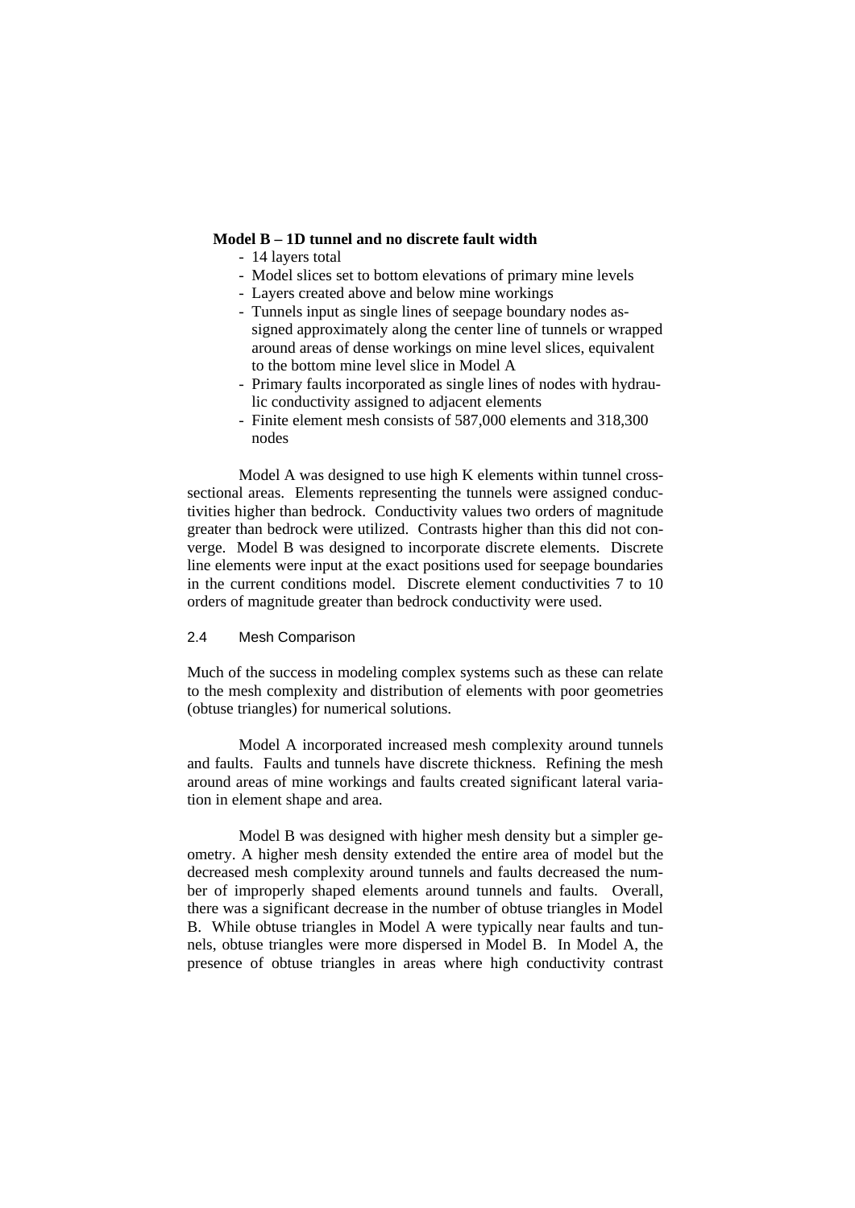**Model B – 1D tunnel and no discrete fault width**

- 14 layers total
- Model slices set to bottom elevations of primary mine levels
- Layers created above and below mine workings
- Tunnels input as single lines of seepage boundary nodes assigned approximately along the center line of tunnels or wrapped around areas of dense workings on mine level slices, equivalent to the bottom mine level slice in Model A
- Primary faults incorporated as single lines of nodes with hydraulic conductivity assigned to adjacent elements
- Finite element mesh consists of 587,000 elements and 318,300 nodes

Model A was designed to use high K elements within tunnel cross-sectional areas. Elements representing the tunnels were assigned conductivities higher than bedrock. Conductivity values two orders of magnitude greater than bedrock were utilized. Contrasts higher than this did not converge. Model B was designed to incorporate discrete elements. Discrete line elements were input at the exact positions used for seepage boundaries in the current conditions model. Discrete element conductivities 7 to 10 orders of magnitude greater than bedrock conductivity were used.

### 2.4 Mesh Comparison

Much of the success in modeling complex systems such as these can relate to the mesh complexity and distribution of elements with poor geometries (obtuse triangles) for numerical solutions.

Model A incorporated increased mesh complexity around tunnels and faults. Faults and tunnels have discrete thickness. Refining the mesh around areas of mine workings and faults created significant lateral variation in element shape and area.

Model B was designed with higher mesh density but a simpler geometry. A higher mesh density extended the entire area of model but the decreased mesh complexity around tunnels and faults decreased the number of improperly shaped elements around tunnels and faults. Overall, there was a significant decrease in the number of obtuse triangles in Model B. While obtuse triangles in Model A were typically near faults and tunnels, obtuse triangles were more dispersed in Model B. In Model A, the presence of obtuse triangles in areas where high conductivity contrast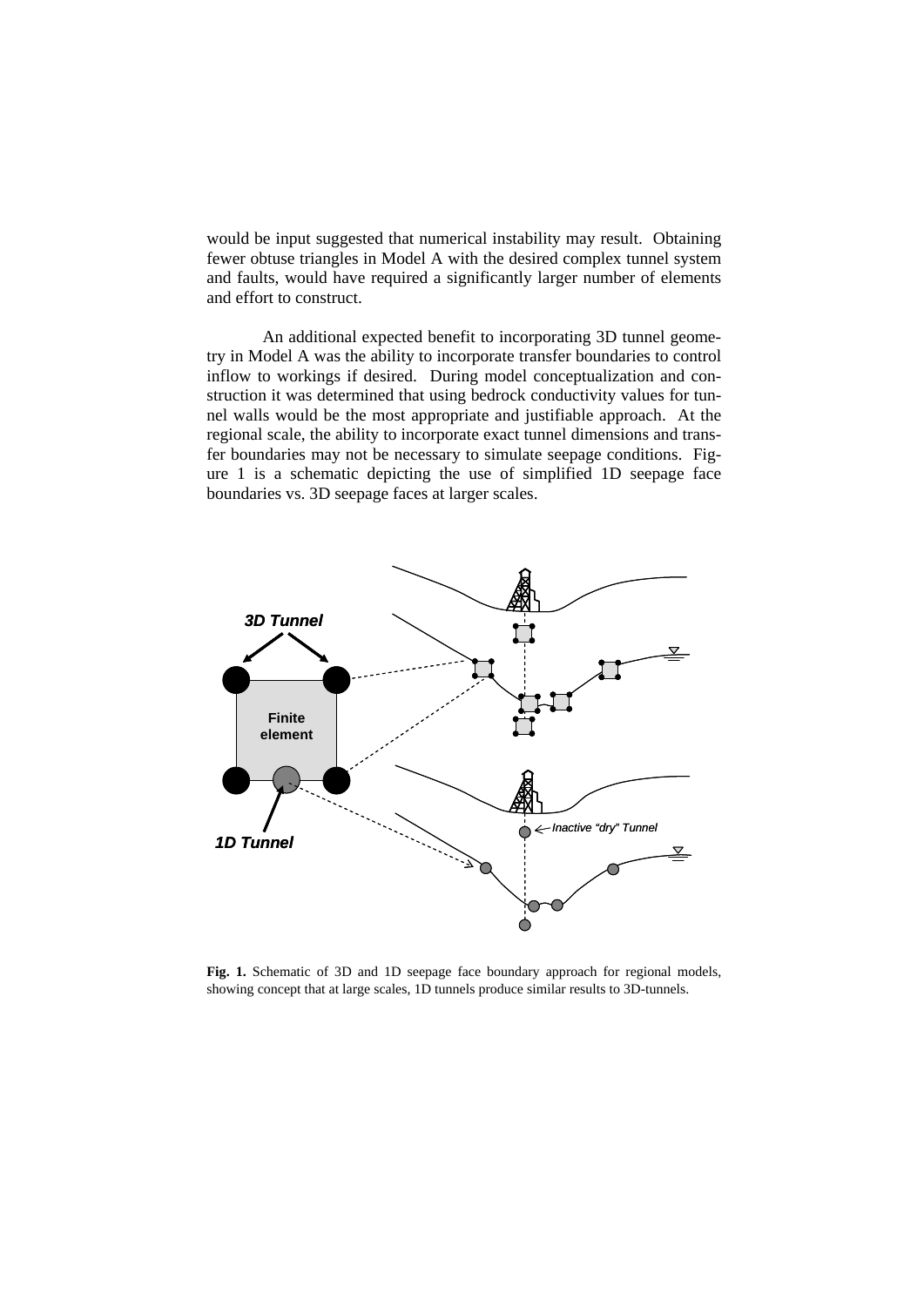would be input suggested that numerical instability may result. Obtaining fewer obtuse triangles in Model A with the desired complex tunnel system and faults, would have required a significantly larger number of elements and effort to construct.

An additional expected benefit to incorporating 3D tunnel geometry in Model A was the ability to incorporate transfer boundaries to control inflow to workings if desired. During model conceptualization and construction it was determined that using bedrock conductivity values for tunnel walls would be the most appropriate and justifiable approach. At the regional scale, the ability to incorporate exact tunnel dimensions and transfer boundaries may not be necessary to simulate seepage conditions. Figure 1 is a schematic depicting the use of simplified 1D seepage face boundaries vs. 3D seepage faces at larger scales.

**Fig. 1.** Schematic of 3D and 1D seepage face boundary approach for regional models, showing concept that at large scales, 1D tunnels produce similar results to 3D-tunnels.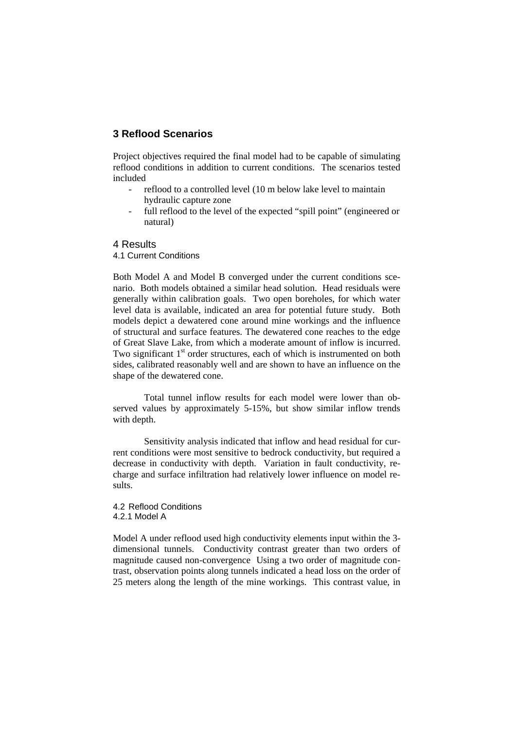## 3 Reflood Scenarios

Project objectives required the final model had to be capable of simulating reflood conditions in addition to current conditions. The scenarios tested included

- reflood to a controlled level (10 m below lake level to maintain hydraulic capture zone
- full reflood to the level of the expected "spill point" (engineered or natural)

## 4 Results

### 4.1 Current Conditions

Both Model A and Model B converged under the current conditions scenario. Both models obtained a similar head solution. Head residuals were generally within calibration goals. Two open boreholes, for which water level data is available, indicated an area for potential future study. Both models depict a dewatered cone around mine workings and the influence of structural and surface features. The dewatered cone reaches to the edge of Great Slave Lake, from which a moderate amount of inflow is incurred. Two significant 1st order structures, each of which is instrumented on both sides, calibrated reasonably well and are shown to have an influence on the shape of the dewatered cone.

Total tunnel inflow results for each model were lower than observed values by approximately 5-15%, but show similar inflow trends with depth.

Sensitivity analysis indicated that inflow and head residual for current conditions were most sensitive to bedrock conductivity, but required a decrease in conductivity with depth. Variation in fault conductivity, recharge and surface infiltration had relatively lower influence on model results.

### 4.2 Reflood Conditions

#### 4.2.1 Model A

Model A under reflood used high conductivity elements input within the 3-dimensional tunnels. Conductivity contrast greater than two orders of magnitude caused non-convergence Using a two order of magnitude contrast, observation points along tunnels indicated a head loss on the order of 25 meters along the length of the mine workings. This contrast value, in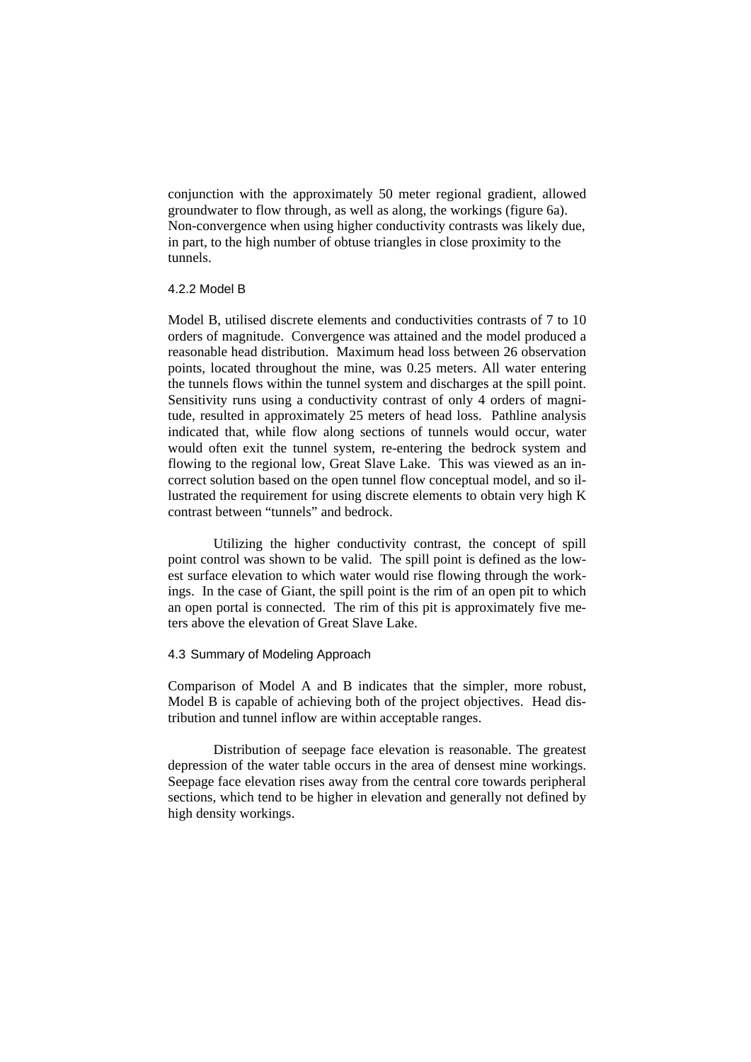conjunction with the approximately 50 meter regional gradient, allowed groundwater to flow through, as well as along, the workings (figure 6a). Non-convergence when using higher conductivity contrasts was likely due, in part, to the high number of obtuse triangles in close proximity to the tunnels.

#### 4.2.2 Model B

Model B, utilised discrete elements and conductivities contrasts of 7 to 10 orders of magnitude. Convergence was attained and the model produced a reasonable head distribution. Maximum head loss between 26 observation points, located throughout the mine, was 0.25 meters. All water entering the tunnels flows within the tunnel system and discharges at the spill point. Sensitivity runs using a conductivity contrast of only 4 orders of magnitude, resulted in approximately 25 meters of head loss. Pathline analysis indicated that, while flow along sections of tunnels would occur, water would often exit the tunnel system, re-entering the bedrock system and flowing to the regional low, Great Slave Lake. This was viewed as an incorrect solution based on the open tunnel flow conceptual model, and so illustrated the requirement for using discrete elements to obtain very high K contrast between "tunnels" and bedrock.

Utilizing the higher conductivity contrast, the concept of spill point control was shown to be valid. The spill point is defined as the lowest surface elevation to which water would rise flowing through the workings. In the case of Giant, the spill point is the rim of an open pit to which an open portal is connected. The rim of this pit is approximately five meters above the elevation of Great Slave Lake.

### 4.3 Summary of Modeling Approach

Comparison of Model A and B indicates that the simpler, more robust, Model B is capable of achieving both of the project objectives. Head distribution and tunnel inflow are within acceptable ranges.

Distribution of seepage face elevation is reasonable. The greatest depression of the water table occurs in the area of densest mine workings. Seepage face elevation rises away from the central core towards peripheral sections, which tend to be higher in elevation and generally not defined by high density workings.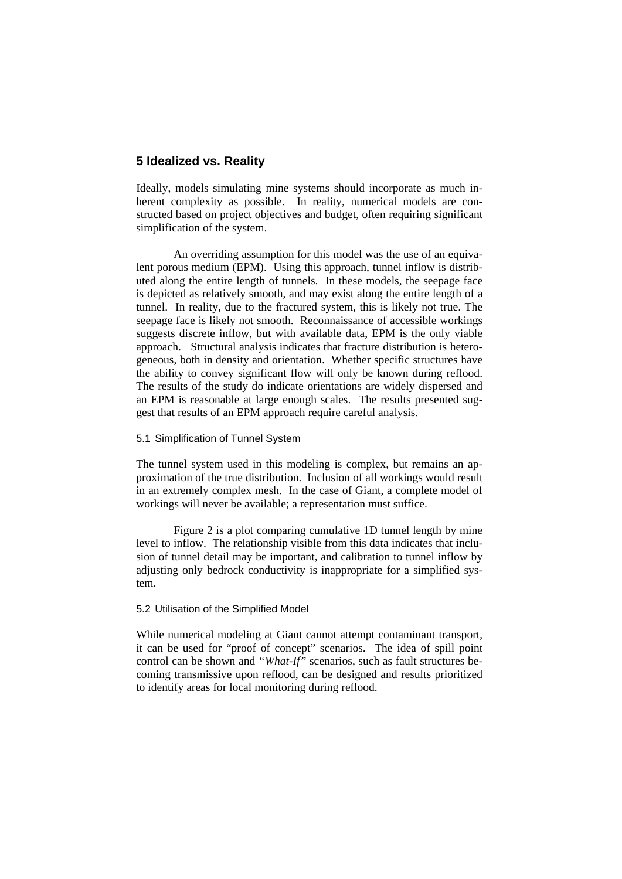## 5 Idealized vs. Reality

Ideally, models simulating mine systems should incorporate as much inherent complexity as possible. In reality, numerical models are constructed based on project objectives and budget, often requiring significant simplification of the system.

An overriding assumption for this model was the use of an equivalent porous medium (EPM). Using this approach, tunnel inflow is distributed along the entire length of tunnels. In these models, the seepage face is depicted as relatively smooth, and may exist along the entire length of a tunnel. In reality, due to the fractured system, this is likely not true. The seepage face is likely not smooth. Reconnaissance of accessible workings suggests discrete inflow, but with available data, EPM is the only viable approach. Structural analysis indicates that fracture distribution is heterogeneous, both in density and orientation. Whether specific structures have the ability to convey significant flow will only be known during reflood. The results of the study do indicate orientations are widely dispersed and an EPM is reasonable at large enough scales. The results presented suggest that results of an EPM approach require careful analysis.

### 5.1 Simplification of Tunnel System

The tunnel system used in this modeling is complex, but remains an approximation of the true distribution. Inclusion of all workings would result in an extremely complex mesh. In the case of Giant, a complete model of workings will never be available; a representation must suffice.

Figure 2 is a plot comparing cumulative 1D tunnel length by mine level to inflow. The relationship visible from this data indicates that inclusion of tunnel detail may be important, and calibration to tunnel inflow by adjusting only bedrock conductivity is inappropriate for a simplified system.

### 5.2 Utilisation of the Simplified Model

While numerical modeling at Giant cannot attempt contaminant transport, it can be used for "proof of concept" scenarios. The idea of spill point control can be shown and "*What-If*" scenarios, such as fault structures becoming transmissive upon reflood, can be designed and results prioritized to identify areas for local monitoring during reflood.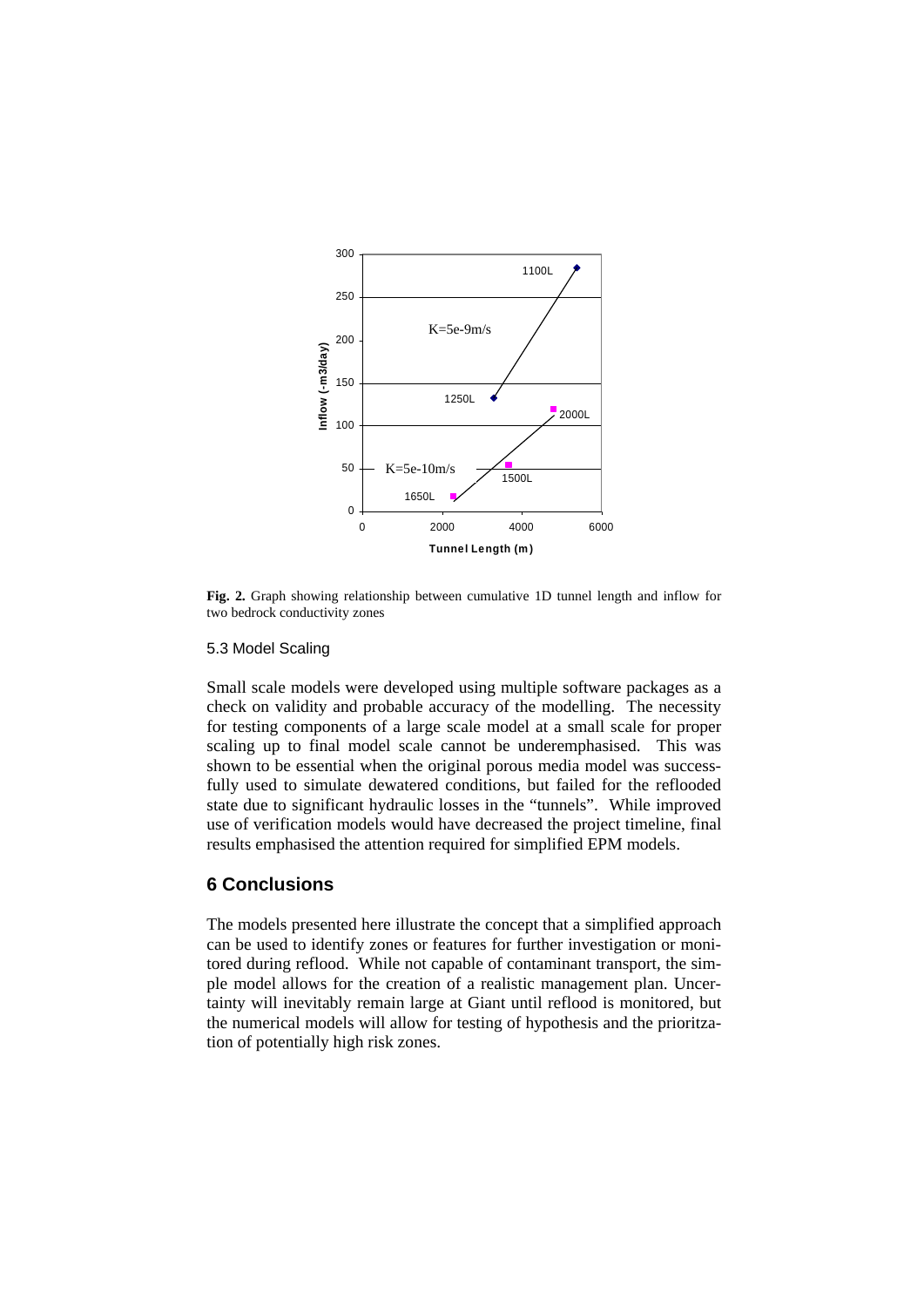300

250

200

150

100

50

0

0

2000

4000

6000

Inflow (-m3/day)

Tunnel Length (m)

1100L

K=5e-9m/s

1250L

2000L

K=5e-10m/s

1500L

1650L

**Fig. 2.** Graph showing relationship between cumulative 1D tunnel length and inflow for two bedrock conductivity zones

### 5.3 Model Scaling

Small scale models were developed using multiple software packages as a check on validity and probable accuracy of the modelling. The necessity for testing components of a large scale model at a small scale for proper scaling up to final model scale cannot be underemphasised. This was shown to be essential when the original porous media model was successfully used to simulate dewatered conditions, but failed for the reflooded state due to significant hydraulic losses in the "tunnels". While improved use of verification models would have decreased the project timeline, final results emphasised the attention required for simplified EPM models.

## 6 Conclusions

The models presented here illustrate the concept that a simplified approach can be used to identify zones or features for further investigation or monitored during reflood. While not capable of contaminant transport, the simple model allows for the creation of a realistic management plan. Uncertainty will inevitably remain large at Giant until reflood is monitored, but the numerical models will allow for testing of hypothesis and the prioritization of potentially high risk zones.